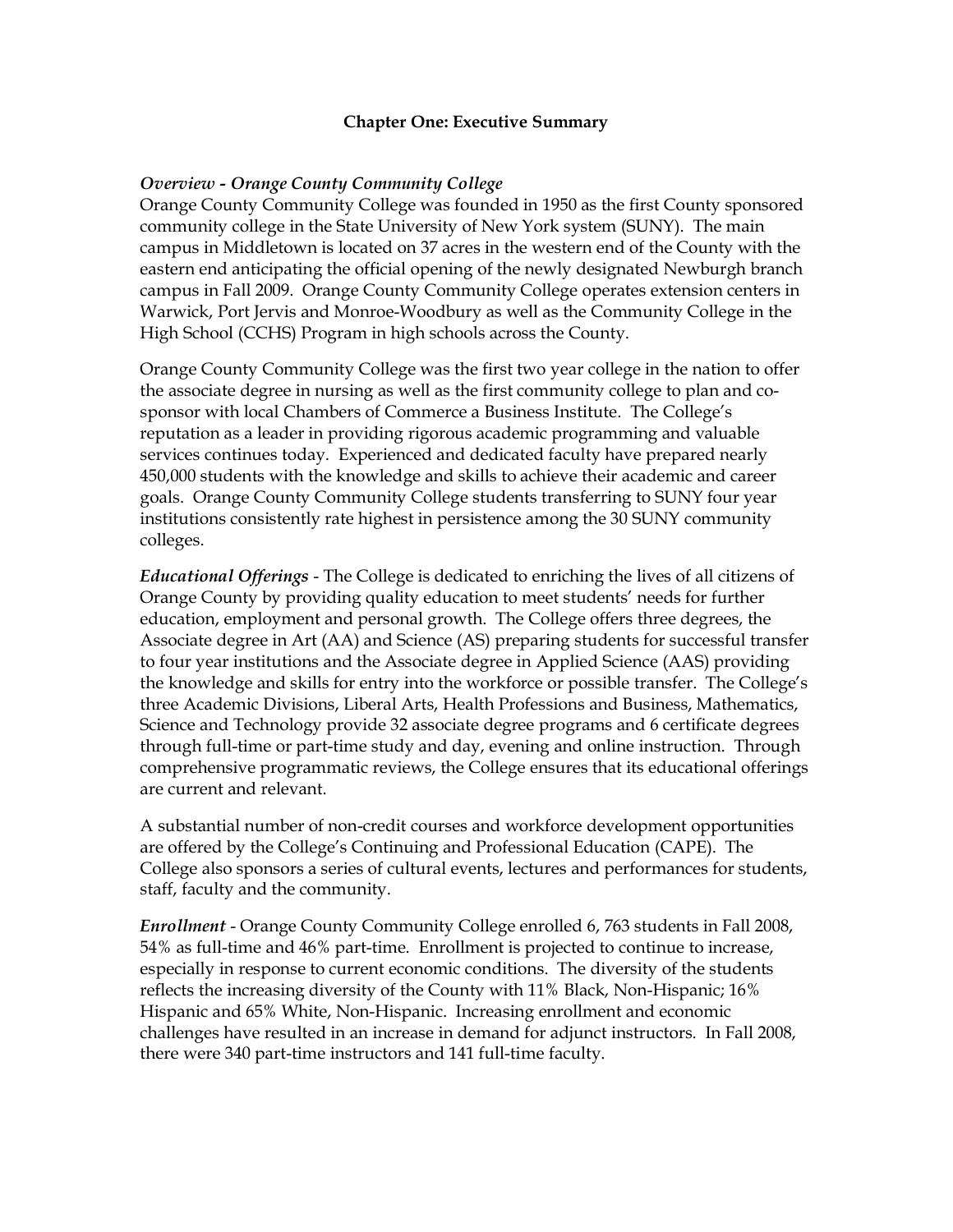# Chapter One: Executive Summary

***Overview - Orange County Community College***

Orange County Community College was founded in 1950 as the first County sponsored community college in the State University of New York system (SUNY). The main campus in Middletown is located on 37 acres in the western end of the County with the eastern end anticipating the official opening of the newly designated Newburgh branch campus in Fall 2009. Orange County Community College operates extension centers in Warwick, Port Jervis and Monroe-Woodbury as well as the Community College in the High School (CCHS) Program in high schools across the County.

Orange County Community College was the first two year college in the nation to offer the associate degree in nursing as well as the first community college to plan and co-sponsor with local Chambers of Commerce a Business Institute. The College's reputation as a leader in providing rigorous academic programming and valuable services continues today. Experienced and dedicated faculty have prepared nearly 450,000 students with the knowledge and skills to achieve their academic and career goals. Orange County Community College students transferring to SUNY four year institutions consistently rate highest in persistence among the 30 SUNY community colleges.

***Educational Offerings*** - The College is dedicated to enriching the lives of all citizens of Orange County by providing quality education to meet students' needs for further education, employment and personal growth. The College offers three degrees, the Associate degree in Art (AA) and Science (AS) preparing students for successful transfer to four year institutions and the Associate degree in Applied Science (AAS) providing the knowledge and skills for entry into the workforce or possible transfer. The College's three Academic Divisions, Liberal Arts, Health Professions and Business, Mathematics, Science and Technology provide 32 associate degree programs and 6 certificate degrees through full-time or part-time study and day, evening and online instruction. Through comprehensive programmatic reviews, the College ensures that its educational offerings are current and relevant.

A substantial number of non-credit courses and workforce development opportunities are offered by the College's Continuing and Professional Education (CAPE). The College also sponsors a series of cultural events, lectures and performances for students, staff, faculty and the community.

***Enrollment*** - Orange County Community College enrolled 6, 763 students in Fall 2008, 54% as full-time and 46% part-time. Enrollment is projected to continue to increase, especially in response to current economic conditions. The diversity of the students reflects the increasing diversity of the County with 11% Black, Non-Hispanic; 16% Hispanic and 65% White, Non-Hispanic. Increasing enrollment and economic challenges have resulted in an increase in demand for adjunct instructors. In Fall 2008, there were 340 part-time instructors and 141 full-time faculty.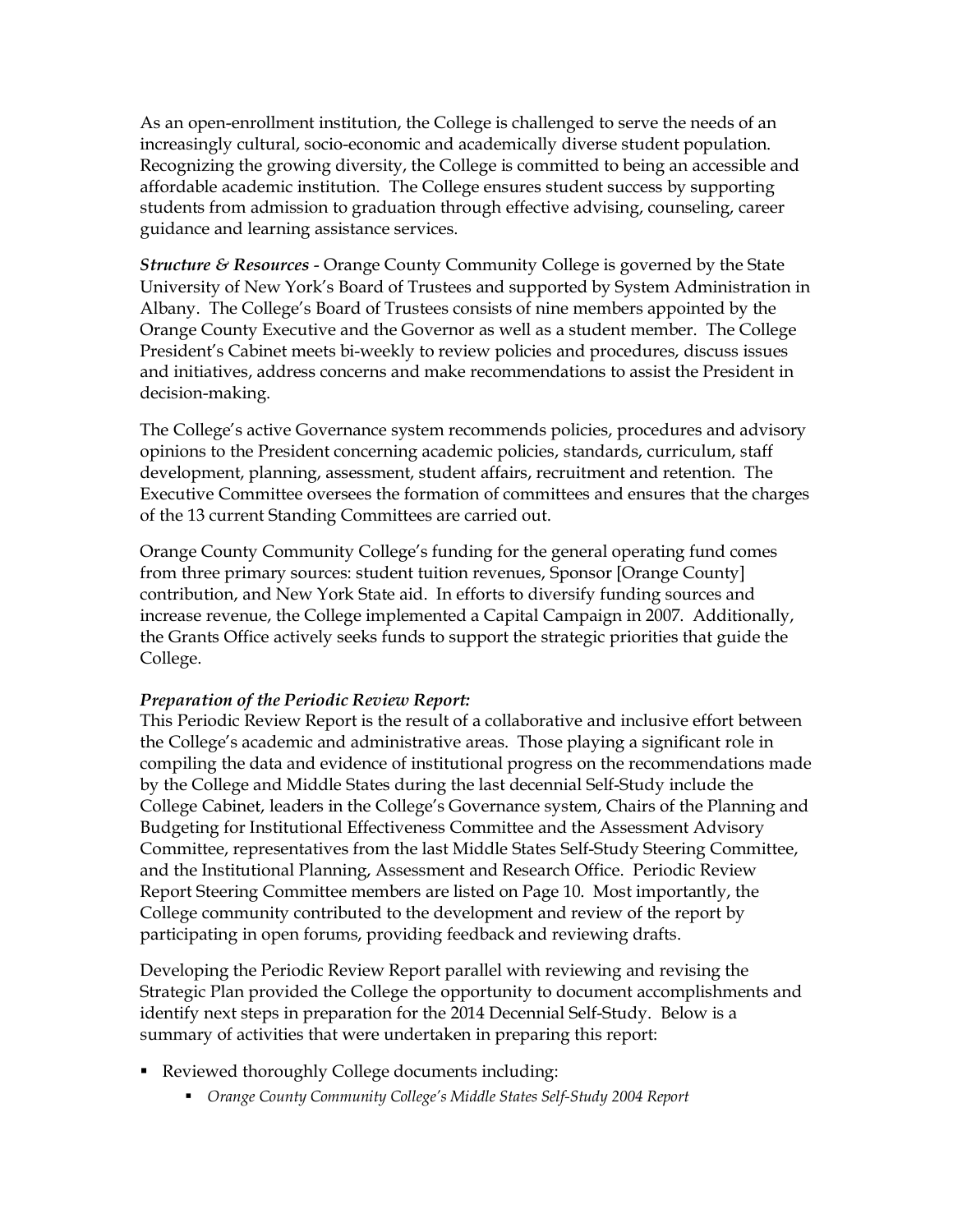As an open-enrollment institution, the College is challenged to serve the needs of an increasingly cultural, socio-economic and academically diverse student population. Recognizing the growing diversity, the College is committed to being an accessible and affordable academic institution. The College ensures student success by supporting students from admission to graduation through effective advising, counseling, career guidance and learning assistance services.

***Structure & Resources*** - Orange County Community College is governed by the State University of New York's Board of Trustees and supported by System Administration in Albany. The College's Board of Trustees consists of nine members appointed by the Orange County Executive and the Governor as well as a student member. The College President's Cabinet meets bi-weekly to review policies and procedures, discuss issues and initiatives, address concerns and make recommendations to assist the President in decision-making.

The College's active Governance system recommends policies, procedures and advisory opinions to the President concerning academic policies, standards, curriculum, staff development, planning, assessment, student affairs, recruitment and retention. The Executive Committee oversees the formation of committees and ensures that the charges of the 13 current Standing Committees are carried out.

Orange County Community College's funding for the general operating fund comes from three primary sources: student tuition revenues, Sponsor [Orange County] contribution, and New York State aid. In efforts to diversify funding sources and increase revenue, the College implemented a Capital Campaign in 2007. Additionally, the Grants Office actively seeks funds to support the strategic priorities that guide the College.

***Preparation of the Periodic Review Report:***

This Periodic Review Report is the result of a collaborative and inclusive effort between the College's academic and administrative areas. Those playing a significant role in compiling the data and evidence of institutional progress on the recommendations made by the College and Middle States during the last decennial Self-Study include the College Cabinet, leaders in the College's Governance system, Chairs of the Planning and Budgeting for Institutional Effectiveness Committee and the Assessment Advisory Committee, representatives from the last Middle States Self-Study Steering Committee, and the Institutional Planning, Assessment and Research Office. Periodic Review Report Steering Committee members are listed on Page 10. Most importantly, the College community contributed to the development and review of the report by participating in open forums, providing feedback and reviewing drafts.

Developing the Periodic Review Report parallel with reviewing and revising the Strategic Plan provided the College the opportunity to document accomplishments and identify next steps in preparation for the 2014 Decennial Self-Study. Below is a summary of activities that were undertaken in preparing this report:

- Reviewed thoroughly College documents including:
  - *Orange County Community College's Middle States Self-Study 2004 Report*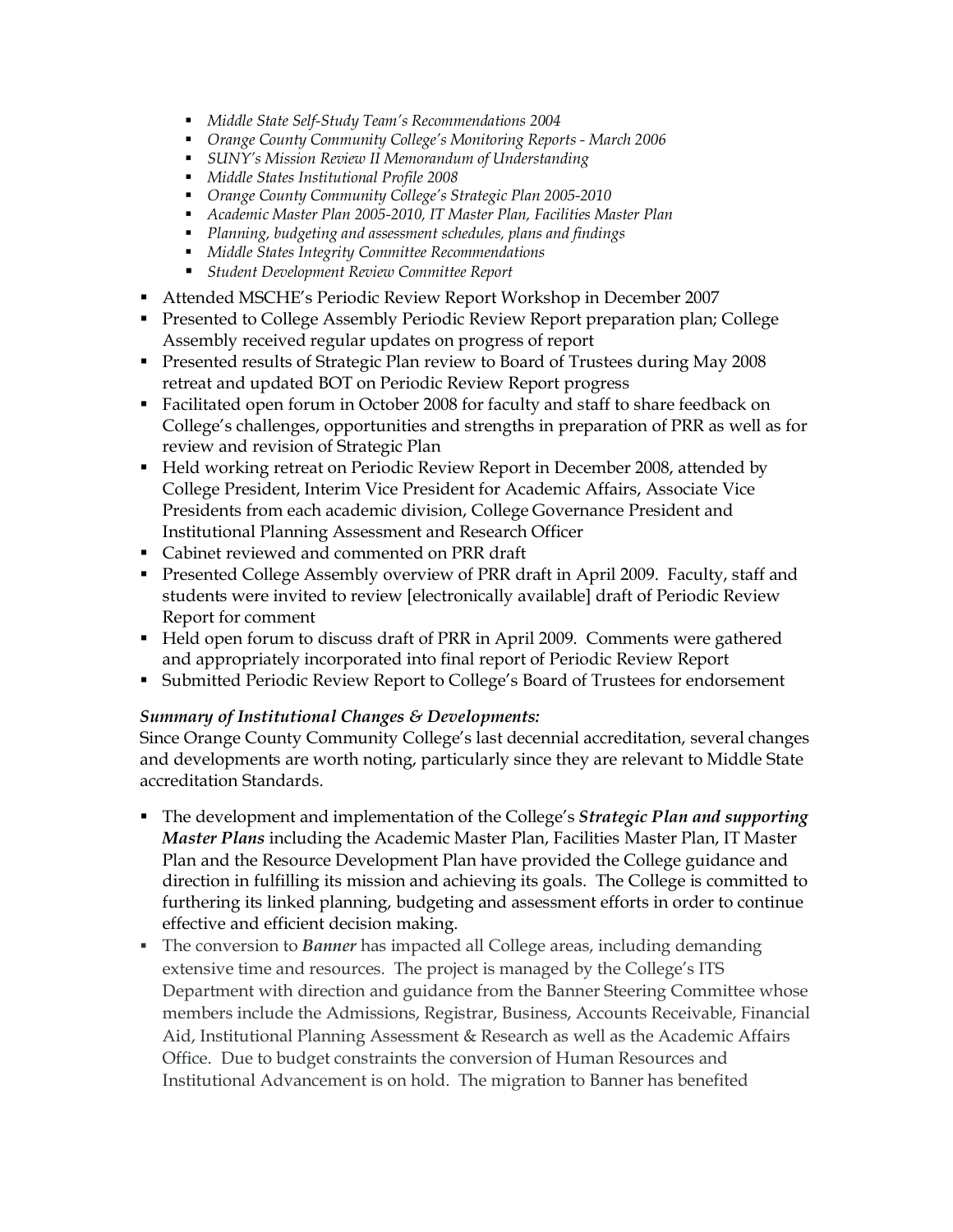- *Middle State Self-Study Team's Recommendations 2004*
  - *Orange County Community College's Monitoring Reports - March 2006*
  - *SUNY's Mission Review II Memorandum of Understanding*
  - *Middle States Institutional Profile 2008*
  - *Orange County Community College's Strategic Plan 2005-2010*
  - *Academic Master Plan 2005-2010, IT Master Plan, Facilities Master Plan*
  - *Planning, budgeting and assessment schedules, plans and findings*
  - *Middle States Integrity Committee Recommendations*
  - *Student Development Review Committee Report*
- Attended MSCHE's Periodic Review Report Workshop in December 2007
- Presented to College Assembly Periodic Review Report preparation plan; College Assembly received regular updates on progress of report
- Presented results of Strategic Plan review to Board of Trustees during May 2008 retreat and updated BOT on Periodic Review Report progress
- Facilitated open forum in October 2008 for faculty and staff to share feedback on College's challenges, opportunities and strengths in preparation of PRR as well as for review and revision of Strategic Plan
- Held working retreat on Periodic Review Report in December 2008, attended by College President, Interim Vice President for Academic Affairs, Associate Vice Presidents from each academic division, College Governance President and Institutional Planning Assessment and Research Officer
- Cabinet reviewed and commented on PRR draft
- Presented College Assembly overview of PRR draft in April 2009. Faculty, staff and students were invited to review [electronically available] draft of Periodic Review Report for comment
- Held open forum to discuss draft of PRR in April 2009. Comments were gathered and appropriately incorporated into final report of Periodic Review Report
- Submitted Periodic Review Report to College's Board of Trustees for endorsement

***Summary of Institutional Changes & Developments:***

Since Orange County Community College's last decennial accreditation, several changes and developments are worth noting, particularly since they are relevant to Middle State accreditation Standards.

- The development and implementation of the College's ***Strategic Plan and supporting Master Plans*** including the Academic Master Plan, Facilities Master Plan, IT Master Plan and the Resource Development Plan have provided the College guidance and direction in fulfilling its mission and achieving its goals. The College is committed to furthering its linked planning, budgeting and assessment efforts in order to continue effective and efficient decision making.
- The conversion to ***Banner*** has impacted all College areas, including demanding extensive time and resources. The project is managed by the College's ITS Department with direction and guidance from the Banner Steering Committee whose members include the Admissions, Registrar, Business, Accounts Receivable, Financial Aid, Institutional Planning Assessment & Research as well as the Academic Affairs Office. Due to budget constraints the conversion of Human Resources and Institutional Advancement is on hold. The migration to Banner has benefited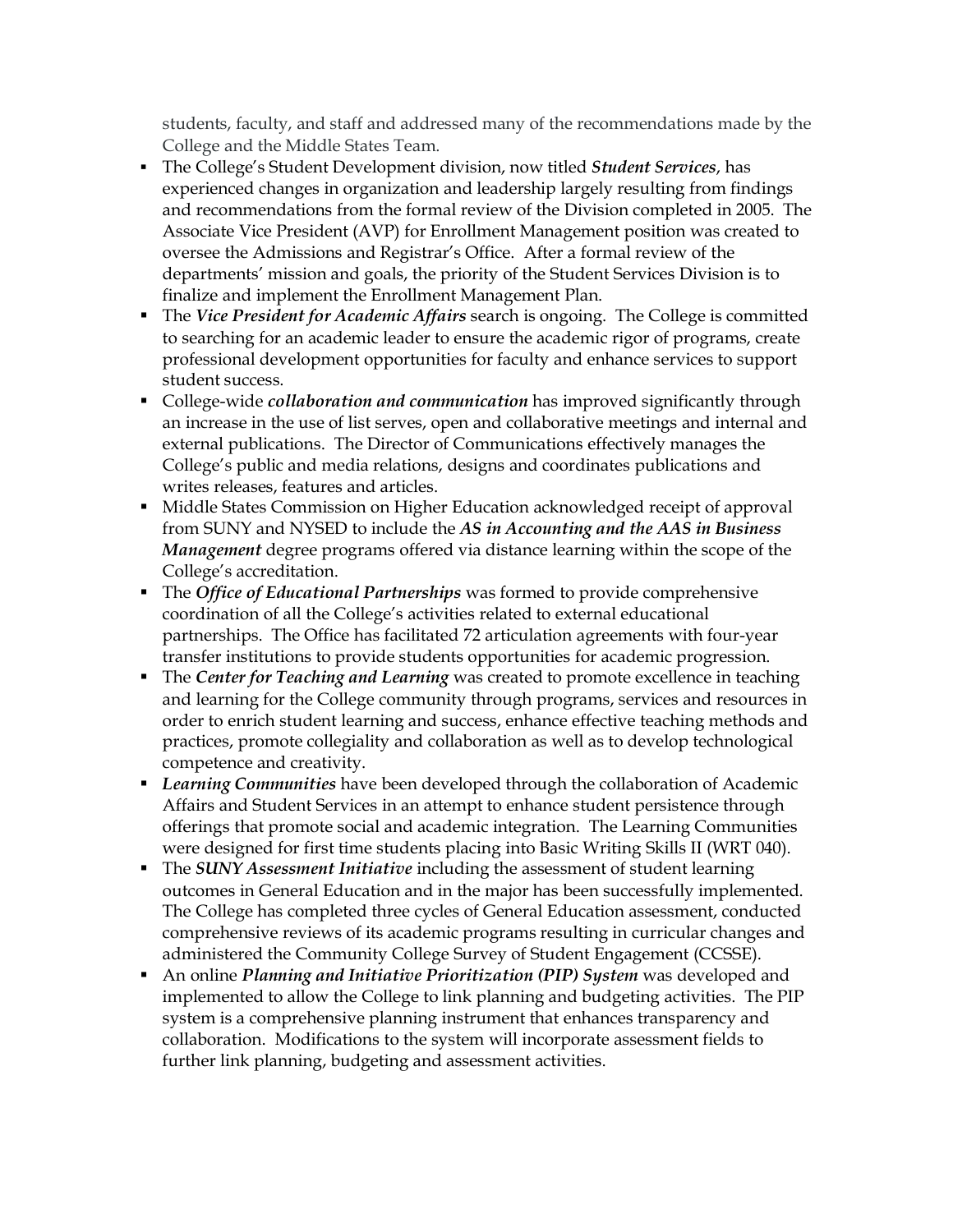students, faculty, and staff and addressed many of the recommendations made by the College and the Middle States Team.

- The College's Student Development division, now titled ***Student Services***, has experienced changes in organization and leadership largely resulting from findings and recommendations from the formal review of the Division completed in 2005. The Associate Vice President (AVP) for Enrollment Management position was created to oversee the Admissions and Registrar's Office. After a formal review of the departments' mission and goals, the priority of the Student Services Division is to finalize and implement the Enrollment Management Plan.
- The ***Vice President for Academic Affairs*** search is ongoing. The College is committed to searching for an academic leader to ensure the academic rigor of programs, create professional development opportunities for faculty and enhance services to support student success.
- College-wide ***collaboration and communication*** has improved significantly through an increase in the use of list serves, open and collaborative meetings and internal and external publications. The Director of Communications effectively manages the College's public and media relations, designs and coordinates publications and writes releases, features and articles.
- Middle States Commission on Higher Education acknowledged receipt of approval from SUNY and NYSED to include the ***AS in Accounting and the AAS in Business Management*** degree programs offered via distance learning within the scope of the College's accreditation.
- The ***Office of Educational Partnerships*** was formed to provide comprehensive coordination of all the College's activities related to external educational partnerships. The Office has facilitated 72 articulation agreements with four-year transfer institutions to provide students opportunities for academic progression.
- The ***Center for Teaching and Learning*** was created to promote excellence in teaching and learning for the College community through programs, services and resources in order to enrich student learning and success, enhance effective teaching methods and practices, promote collegiality and collaboration as well as to develop technological competence and creativity.
- ***Learning Communities*** have been developed through the collaboration of Academic Affairs and Student Services in an attempt to enhance student persistence through offerings that promote social and academic integration. The Learning Communities were designed for first time students placing into Basic Writing Skills II (WRT 040).
- The ***SUNY Assessment Initiative*** including the assessment of student learning outcomes in General Education and in the major has been successfully implemented. The College has completed three cycles of General Education assessment, conducted comprehensive reviews of its academic programs resulting in curricular changes and administered the Community College Survey of Student Engagement (CCSSE).
- An online ***Planning and Initiative Prioritization (PIP) System*** was developed and implemented to allow the College to link planning and budgeting activities. The PIP system is a comprehensive planning instrument that enhances transparency and collaboration. Modifications to the system will incorporate assessment fields to further link planning, budgeting and assessment activities.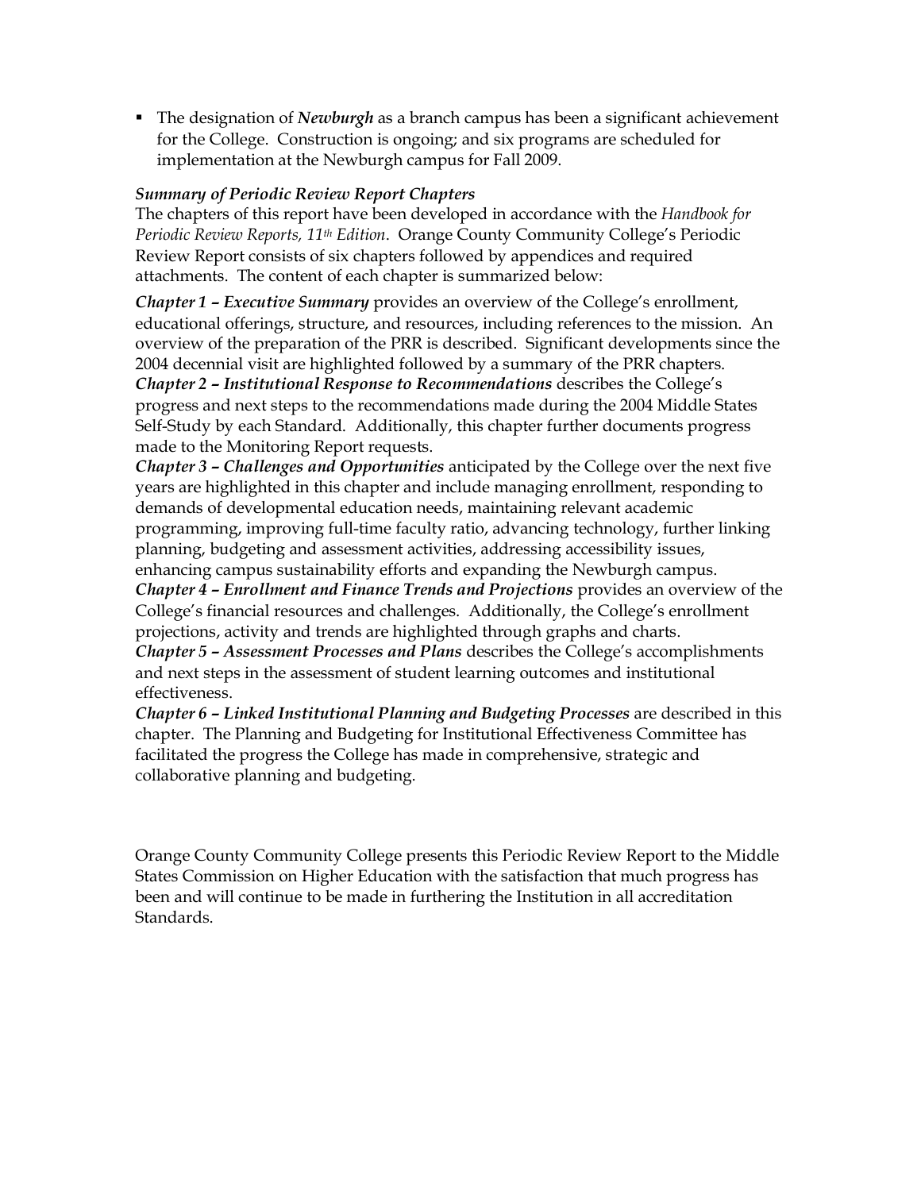- The designation of ***Newburgh*** as a branch campus has been a significant achievement for the College. Construction is ongoing; and six programs are scheduled for implementation at the Newburgh campus for Fall 2009.

***Summary of Periodic Review Report Chapters***

The chapters of this report have been developed in accordance with the *Handbook for Periodic Review Reports, 11th Edition*. Orange County Community College's Periodic Review Report consists of six chapters followed by appendices and required attachments. The content of each chapter is summarized below:

***Chapter 1 – Executive Summary*** provides an overview of the College's enrollment, educational offerings, structure, and resources, including references to the mission. An overview of the preparation of the PRR is described. Significant developments since the 2004 decennial visit are highlighted followed by a summary of the PRR chapters.

***Chapter 2 – Institutional Response to Recommendations*** describes the College's progress and next steps to the recommendations made during the 2004 Middle States Self-Study by each Standard. Additionally, this chapter further documents progress made to the Monitoring Report requests.

***Chapter 3 – Challenges and Opportunities*** anticipated by the College over the next five years are highlighted in this chapter and include managing enrollment, responding to demands of developmental education needs, maintaining relevant academic programming, improving full-time faculty ratio, advancing technology, further linking planning, budgeting and assessment activities, addressing accessibility issues, enhancing campus sustainability efforts and expanding the Newburgh campus.

***Chapter 4 – Enrollment and Finance Trends and Projections*** provides an overview of the College's financial resources and challenges. Additionally, the College's enrollment projections, activity and trends are highlighted through graphs and charts.

***Chapter 5 – Assessment Processes and Plans*** describes the College's accomplishments and next steps in the assessment of student learning outcomes and institutional effectiveness.

***Chapter 6 – Linked Institutional Planning and Budgeting Processes*** are described in this chapter. The Planning and Budgeting for Institutional Effectiveness Committee has facilitated the progress the College has made in comprehensive, strategic and collaborative planning and budgeting.

Orange County Community College presents this Periodic Review Report to the Middle States Commission on Higher Education with the satisfaction that much progress has been and will continue to be made in furthering the Institution in all accreditation Standards.